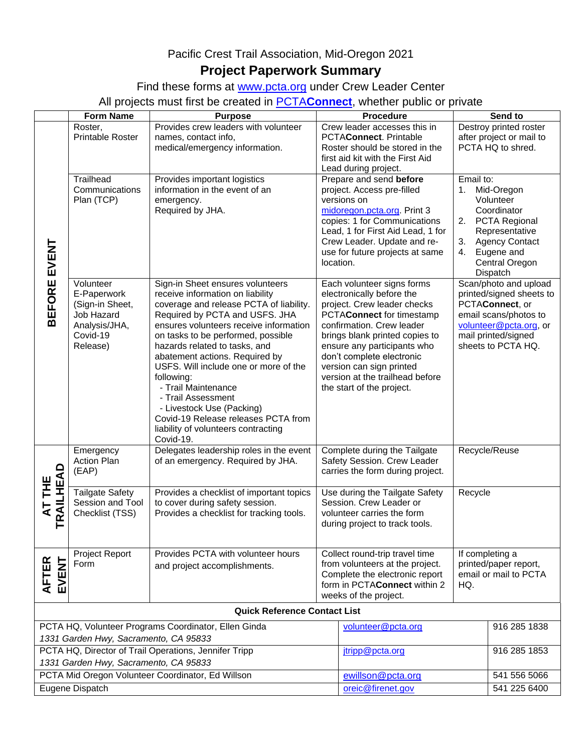Pacific Crest Trail Association, Mid-Oregon 2021

# Project Paperwork Summary

Find these forms at www.pcta.org under Crew Leader Center

All projects must first be created in PCTA**Connect**, whether public or private

| | Form Name | Purpose | Procedure | Send to |
|---|---|---|---|---|
| **BEFORE EVENT** | Roster, Printable Roster | Provides crew leaders with volunteer names, contact info, medical/emergency information. | Crew leader accesses this in PCTA**Connect**. Printable Roster should be stored in the first aid kit with the First Aid Lead during project. | Destroy printed roster after project or mail to PCTA HQ to shred. |
| | Trailhead Communications Plan (TCP) | Provides important logistics information in the event of an emergency. Required by JHA. | Prepare and send **before** project. Access pre-filled versions on midoregon.pcta.org. Print 3 copies: 1 for Communications Lead, 1 for First Aid Lead, 1 for Crew Leader. Update and re-use for future projects at same location. | Email to: 1. Mid-Oregon Volunteer Coordinator 2. PCTA Regional Representative 3. Agency Contact 4. Eugene and Central Oregon Dispatch |
| | Volunteer E-Paperwork (Sign-in Sheet, Job Hazard Analysis/JHA, Covid-19 Release) | Sign-in Sheet ensures volunteers receive information on liability coverage and release PCTA of liability. Required by PCTA and USFS. JHA ensures volunteers receive information on tasks to be performed, possible hazards related to tasks, and abatement actions. Required by USFS. Will include one or more of the following: - Trail Maintenance - Trail Assessment - Livestock Use (Packing) Covid-19 Release releases PCTA from liability of volunteers contracting Covid-19. | Each volunteer signs forms electronically before the project. Crew leader checks PCTA**Connect** for timestamp confirmation. Crew leader brings blank printed copies to ensure any participants who don't complete electronic version can sign printed version at the trailhead before the start of the project. | Scan/photo and upload printed/signed sheets to PCTA**Connect**, or email scans/photos to volunteer@pcta.org, or mail printed/signed sheets to PCTA HQ. |
| **AT THE TRAILHEAD** | Emergency Action Plan (EAP) | Delegates leadership roles in the event of an emergency. Required by JHA. | Complete during the Tailgate Safety Session. Crew Leader carries the form during project. | Recycle/Reuse |
| | Tailgate Safety Session and Tool Checklist (TSS) | Provides a checklist of important topics to cover during safety session. Provides a checklist for tracking tools. | Use during the Tailgate Safety Session. Crew Leader or volunteer carries the form during project to track tools. | Recycle |
| **AFTER EVENT** | Project Report Form | Provides PCTA with volunteer hours and project accomplishments. | Collect round-trip travel time from volunteers at the project. Complete the electronic report form in PCTA**Connect** within 2 weeks of the project. | If completing a printed/paper report, email or mail to PCTA HQ. |

**Quick Reference Contact List**

| Contact | Email | Phone |
|---|---|---|
| PCTA HQ, Volunteer Programs Coordinator, Ellen Ginda *1331 Garden Hwy, Sacramento, CA 95833* | volunteer@pcta.org | 916 285 1838 |
| PCTA HQ, Director of Trail Operations, Jennifer Tripp *1331 Garden Hwy, Sacramento, CA 95833* | jtripp@pcta.org | 916 285 1853 |
| PCTA Mid Oregon Volunteer Coordinator, Ed Willson | ewillson@pcta.org | 541 556 5066 |
| Eugene Dispatch | oreic@firenet.gov | 541 225 6400 |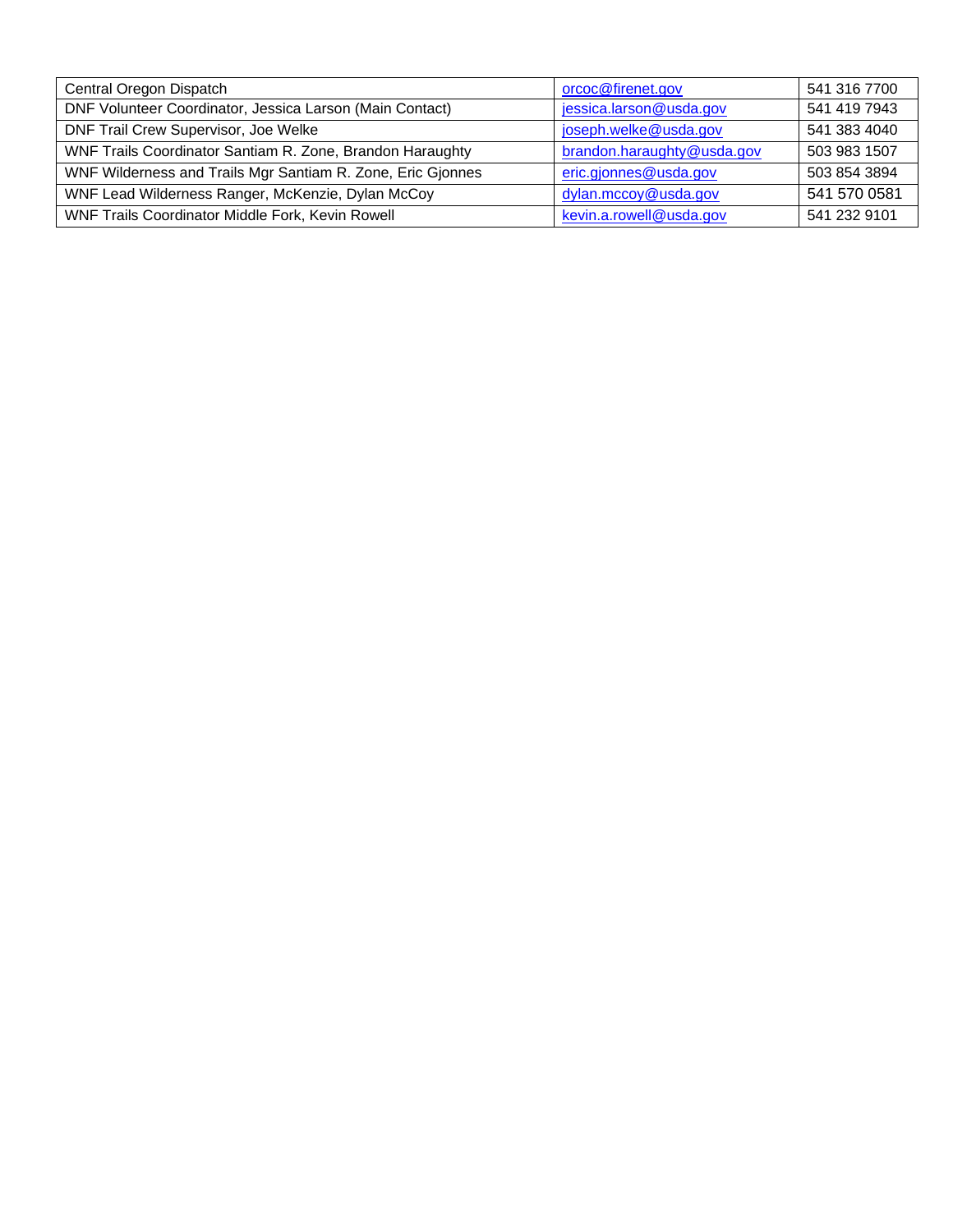| | | |
|---|---|---|
| Central Oregon Dispatch | orcoc@firenet.gov | 541 316 7700 |
| DNF Volunteer Coordinator, Jessica Larson (Main Contact) | jessica.larson@usda.gov | 541 419 7943 |
| DNF Trail Crew Supervisor, Joe Welke | joseph.welke@usda.gov | 541 383 4040 |
| WNF Trails Coordinator Santiam R. Zone, Brandon Haraughty | brandon.haraughty@usda.gov | 503 983 1507 |
| WNF Wilderness and Trails Mgr Santiam R. Zone, Eric Gjonnes | eric.gjonnes@usda.gov | 503 854 3894 |
| WNF Lead Wilderness Ranger, McKenzie, Dylan McCoy | dylan.mccoy@usda.gov | 541 570 0581 |
| WNF Trails Coordinator Middle Fork, Kevin Rowell | kevin.a.rowell@usda.gov | 541 232 9101 |